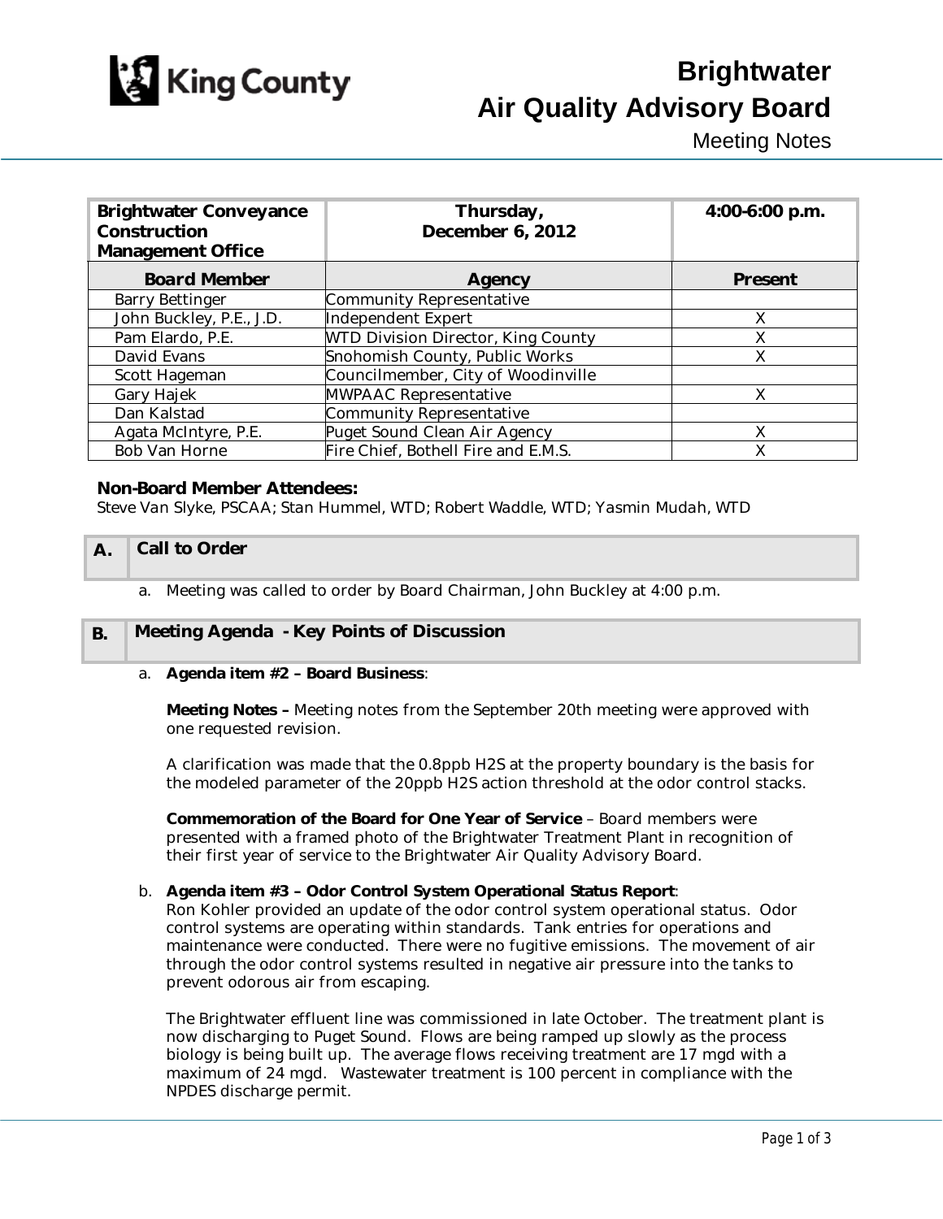# Brightwater Air Quality Advisory Board

Meeting Notes

| Brightwater Conveyance Construction Management Office | Thursday, December 6, 2012 | 4:00-6:00 p.m. |
|---|---|---|
| **Board Member** | **Agency** | **Present** |
| Barry Bettinger | Community Representative | |
| John Buckley, P.E., J.D. | Independent Expert | X |
| Pam Elardo, P.E. | WTD Division Director, King County | X |
| David Evans | Snohomish County, Public Works | X |
| Scott Hageman | Councilmember, City of Woodinville | |
| Gary Hajek | MWPAAC Representative | X |
| Dan Kalstad | Community Representative | |
| Agata McIntyre, P.E. | Puget Sound Clean Air Agency | X |
| Bob Van Horne | Fire Chief, Bothell Fire and E.M.S. | X |

**Non-Board Member Attendees:**

*Steve Van Slyke, PSCAA; Stan Hummel, WTD; Robert Waddle, WTD; Yasmin Mudah, WTD*

## A. Call to Order

a. Meeting was called to order by Board Chairman, John Buckley at 4:00 p.m.

## B. Meeting Agenda - Key Points of Discussion

a. **Agenda item #2 – Board Business**:

**Meeting Notes –** Meeting notes from the September 20th meeting were approved with one requested revision.

A clarification was made that the 0.8ppb $H_2S$ at the property boundary is the basis for the modeled parameter of the 20ppb $H_2S$ action threshold at the odor control stacks.

**Commemoration of the Board for One Year of Service** – Board members were presented with a framed photo of the Brightwater Treatment Plant in recognition of their first year of service to the Brightwater Air Quality Advisory Board.

b. **Agenda item #3 – Odor Control System Operational Status Report**:
Ron Kohler provided an update of the odor control system operational status. Odor control systems are operating within standards. Tank entries for operations and maintenance were conducted. There were no fugitive emissions. The movement of air through the odor control systems resulted in negative air pressure into the tanks to prevent odorous air from escaping.

The Brightwater effluent line was commissioned in late October. The treatment plant is now discharging to Puget Sound. Flows are being ramped up slowly as the process biology is being built up. The average flows receiving treatment are 17 mgd with a maximum of 24 mgd. Wastewater treatment is 100 percent in compliance with the NPDES discharge permit.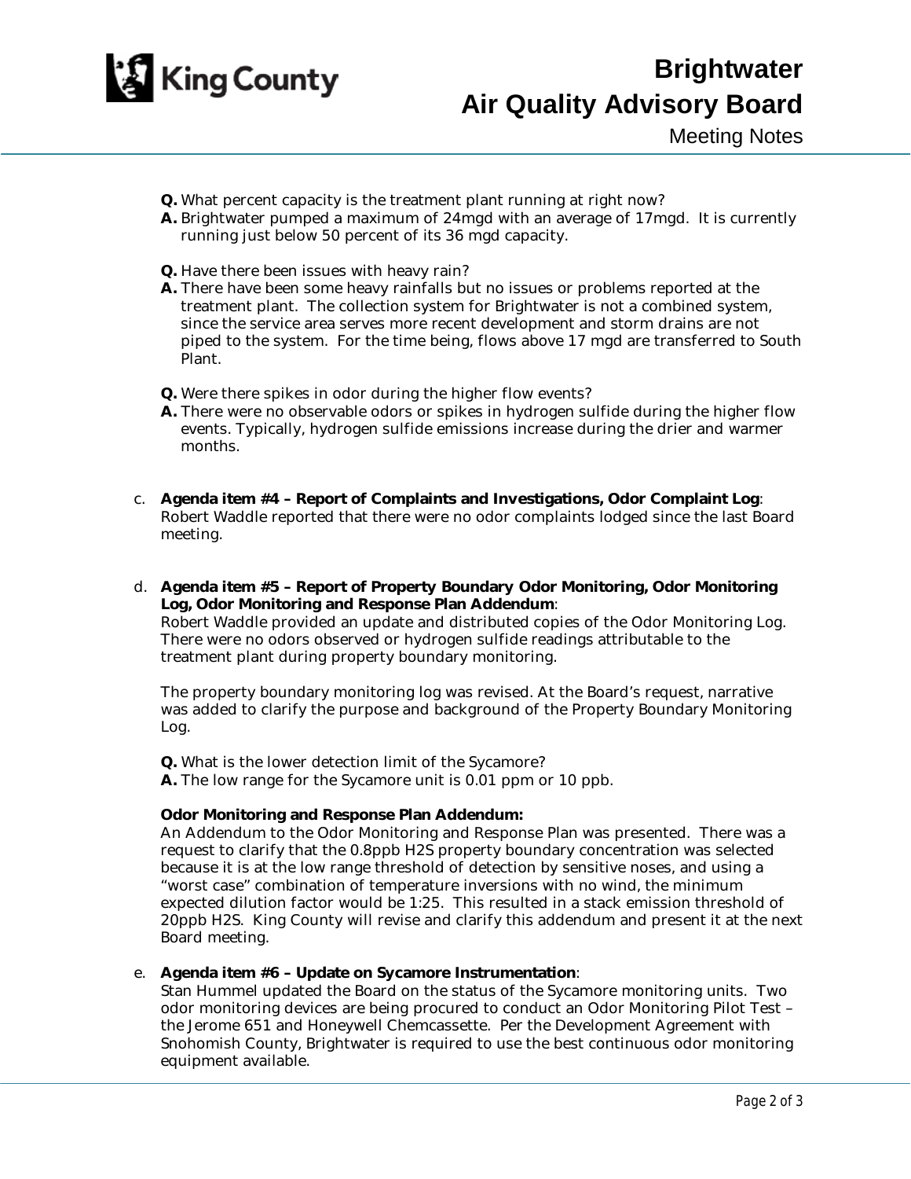**Q.** What percent capacity is the treatment plant running at right now?
**A.** Brightwater pumped a maximum of 24mgd with an average of 17mgd. It is currently running just below 50 percent of its 36 mgd capacity.

**Q.** Have there been issues with heavy rain?
**A.** There have been some heavy rainfalls but no issues or problems reported at the treatment plant. The collection system for Brightwater is not a combined system, since the service area serves more recent development and storm drains are not piped to the system. For the time being, flows above 17 mgd are transferred to South Plant.

**Q.** Were there spikes in odor during the higher flow events?
**A.** There were no observable odors or spikes in hydrogen sulfide during the higher flow events. Typically, hydrogen sulfide emissions increase during the drier and warmer months.

c. **Agenda item #4 – Report of Complaints and Investigations, Odor Complaint Log**: Robert Waddle reported that there were no odor complaints lodged since the last Board meeting.

d. **Agenda item #5 – Report of Property Boundary Odor Monitoring, Odor Monitoring Log, Odor Monitoring and Response Plan Addendum**:
Robert Waddle provided an update and distributed copies of the Odor Monitoring Log. There were no odors observed or hydrogen sulfide readings attributable to the treatment plant during property boundary monitoring.

The property boundary monitoring log was revised. At the Board's request, narrative was added to clarify the purpose and background of the Property Boundary Monitoring Log.

**Q.** What is the lower detection limit of the Sycamore?
**A.** The low range for the Sycamore unit is 0.01 ppm or 10 ppb.

**Odor Monitoring and Response Plan Addendum:**
An Addendum to the Odor Monitoring and Response Plan was presented. There was a request to clarify that the 0.8ppb $H_2S$ property boundary concentration was selected because it is at the low range threshold of detection by sensitive noses, and using a "worst case" combination of temperature inversions with no wind, the minimum expected dilution factor would be 1:25. This resulted in a stack emission threshold of 20ppb $H_2S$. King County will revise and clarify this addendum and present it at the next Board meeting.

e. **Agenda item #6 – Update on Sycamore Instrumentation**:
Stan Hummel updated the Board on the status of the Sycamore monitoring units. Two odor monitoring devices are being procured to conduct an Odor Monitoring Pilot Test – the Jerome 651 and Honeywell Chemcassette. Per the Development Agreement with Snohomish County, Brightwater is required to use the best continuous odor monitoring equipment available.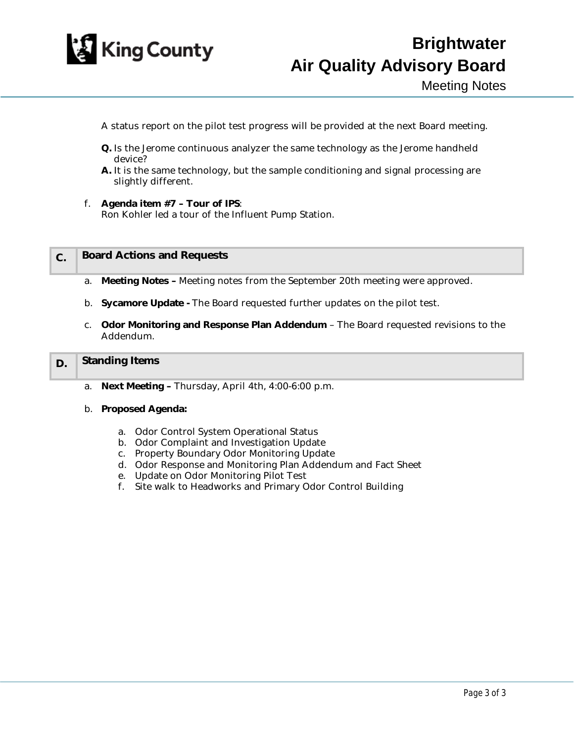A status report on the pilot test progress will be provided at the next Board meeting.

**Q.** Is the Jerome continuous analyzer the same technology as the Jerome handheld device?
**A.** It is the same technology, but the sample conditioning and signal processing are slightly different.

f. **Agenda item #7 – Tour of IPS**:
Ron Kohler led a tour of the Influent Pump Station.

## C. Board Actions and Requests

a. **Meeting Notes –** Meeting notes from the September 20th meeting were approved.

b. **Sycamore Update -** The Board requested further updates on the pilot test.

c. **Odor Monitoring and Response Plan Addendum** – The Board requested revisions to the Addendum.

## D. Standing Items

a. **Next Meeting –** Thursday, April 4th, 4:00-6:00 p.m.

b. **Proposed Agenda:**

   a. Odor Control System Operational Status
   b. Odor Complaint and Investigation Update
   c. Property Boundary Odor Monitoring Update
   d. Odor Response and Monitoring Plan Addendum and Fact Sheet
   e. Update on Odor Monitoring Pilot Test
   f. Site walk to Headworks and Primary Odor Control Building